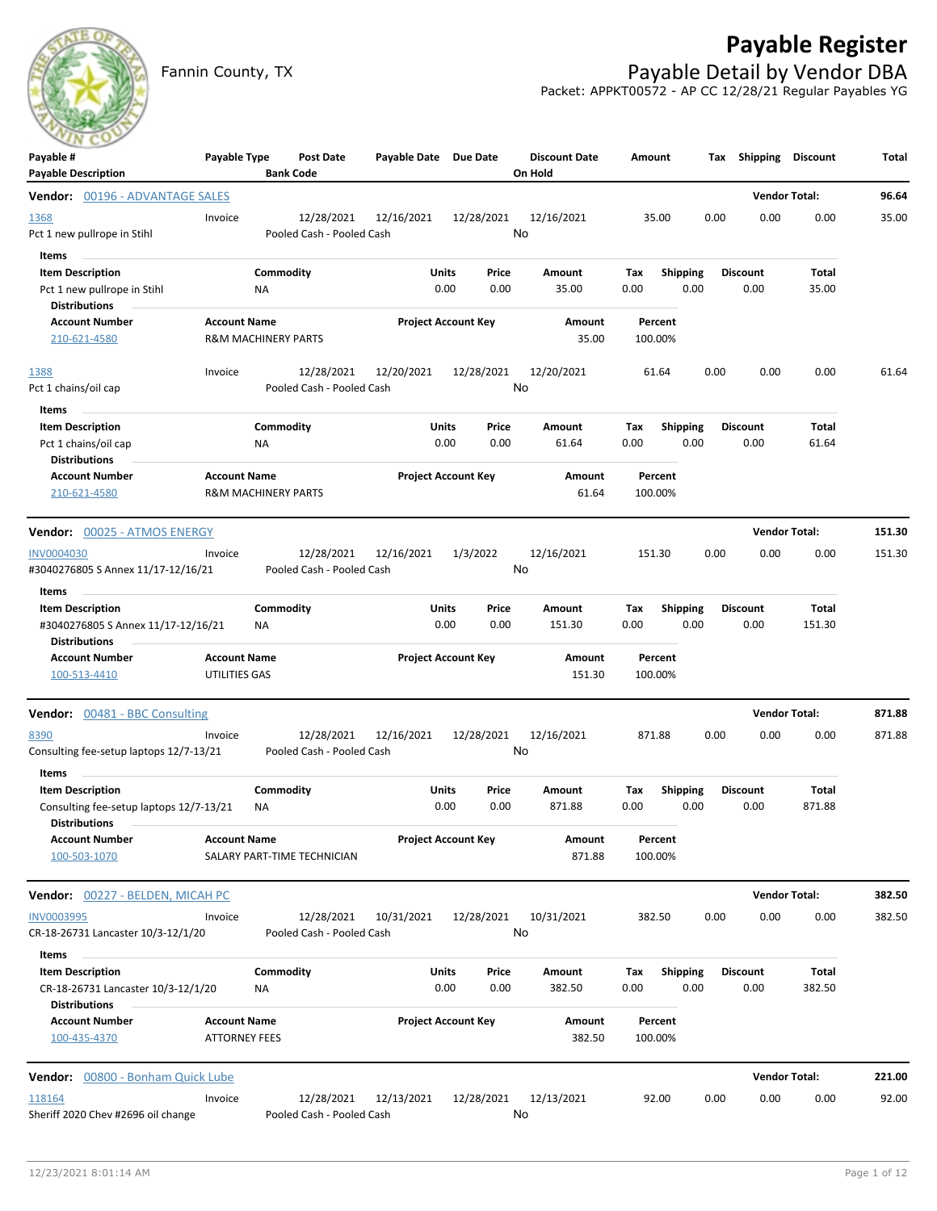# Payable Register

Fannin County, TX

## Payable Detail by Vendor DBA

Packet: APPKT00572 - AP CC 12/28/21 Regular Payables YG

| Payable # / Payable Description | Payable Type | Post Date / Bank Code | Payable Date | Due Date | Discount Date / On Hold | Amount | Tax | Shipping | Discount | Total |
|---|---|---|---|---|---|---|---|---|---|---|

**Vendor: 00196 - ADVANTAGE SALES** — Vendor Total: **96.64**

| Payable # | Payable Type | Post Date | Payable Date | Due Date | Discount Date | Amount | Tax | Shipping | Discount | Total |
|---|---|---|---|---|---|---|---|---|---|---|
| 1368 | Invoice | 12/28/2021 | 12/16/2021 | 12/28/2021 | 12/16/2021 | 35.00 | 0.00 | 0.00 | 0.00 | 35.00 |
| Pct 1 new pullrope in Stihl | | Pooled Cash - Pooled Cash | | | No | | | | | |

Items

| Item Description | Commodity | Units | Price | Amount | Tax | Shipping | Discount | Total |
|---|---|---|---|---|---|---|---|---|
| Pct 1 new pullrope in Stihl | NA | 0.00 | 0.00 | 35.00 | 0.00 | 0.00 | 0.00 | 35.00 |

Distributions

| Account Number | Account Name | Project Account Key | Amount | Percent |
|---|---|---|---|---|
| 210-621-4580 | R&M MACHINERY PARTS | | 35.00 | 100.00% |

| Payable # | Payable Type | Post Date | Payable Date | Due Date | Discount Date | Amount | Tax | Shipping | Discount | Total |
|---|---|---|---|---|---|---|---|---|---|---|
| 1388 | Invoice | 12/28/2021 | 12/20/2021 | 12/28/2021 | 12/20/2021 | 61.64 | 0.00 | 0.00 | 0.00 | 61.64 |
| Pct 1 chains/oil cap | | Pooled Cash - Pooled Cash | | | No | | | | | |

Items

| Item Description | Commodity | Units | Price | Amount | Tax | Shipping | Discount | Total |
|---|---|---|---|---|---|---|---|---|
| Pct 1 chains/oil cap | NA | 0.00 | 0.00 | 61.64 | 0.00 | 0.00 | 0.00 | 61.64 |

Distributions

| Account Number | Account Name | Project Account Key | Amount | Percent |
|---|---|---|---|---|
| 210-621-4580 | R&M MACHINERY PARTS | | 61.64 | 100.00% |

**Vendor: 00025 - ATMOS ENERGY** — Vendor Total: **151.30**

| Payable # | Payable Type | Post Date | Payable Date | Due Date | Discount Date | Amount | Tax | Shipping | Discount | Total |
|---|---|---|---|---|---|---|---|---|---|---|
| INV0004030 | Invoice | 12/28/2021 | 12/16/2021 | 1/3/2022 | 12/16/2021 | 151.30 | 0.00 | 0.00 | 0.00 | 151.30 |
| #3040276805 S Annex 11/17-12/16/21 | | Pooled Cash - Pooled Cash | | | No | | | | | |

Items

| Item Description | Commodity | Units | Price | Amount | Tax | Shipping | Discount | Total |
|---|---|---|---|---|---|---|---|---|
| #3040276805 S Annex 11/17-12/16/21 | NA | 0.00 | 0.00 | 151.30 | 0.00 | 0.00 | 0.00 | 151.30 |

Distributions

| Account Number | Account Name | Project Account Key | Amount | Percent |
|---|---|---|---|---|
| 100-513-4410 | UTILITIES GAS | | 151.30 | 100.00% |

**Vendor: 00481 - BBC Consulting** — Vendor Total: **871.88**

| Payable # | Payable Type | Post Date | Payable Date | Due Date | Discount Date | Amount | Tax | Shipping | Discount | Total |
|---|---|---|---|---|---|---|---|---|---|---|
| 8390 | Invoice | 12/28/2021 | 12/16/2021 | 12/28/2021 | 12/16/2021 | 871.88 | 0.00 | 0.00 | 0.00 | 871.88 |
| Consulting fee-setup laptops 12/7-13/21 | | Pooled Cash - Pooled Cash | | | No | | | | | |

Items

| Item Description | Commodity | Units | Price | Amount | Tax | Shipping | Discount | Total |
|---|---|---|---|---|---|---|---|---|
| Consulting fee-setup laptops 12/7-13/21 | NA | 0.00 | 0.00 | 871.88 | 0.00 | 0.00 | 0.00 | 871.88 |

Distributions

| Account Number | Account Name | Project Account Key | Amount | Percent |
|---|---|---|---|---|
| 100-503-1070 | SALARY PART-TIME TECHNICIAN | | 871.88 | 100.00% |

**Vendor: 00227 - BELDEN, MICAH PC** — Vendor Total: **382.50**

| Payable # | Payable Type | Post Date | Payable Date | Due Date | Discount Date | Amount | Tax | Shipping | Discount | Total |
|---|---|---|---|---|---|---|---|---|---|---|
| INV0003995 | Invoice | 12/28/2021 | 10/31/2021 | 12/28/2021 | 10/31/2021 | 382.50 | 0.00 | 0.00 | 0.00 | 382.50 |
| CR-18-26731 Lancaster 10/3-12/1/20 | | Pooled Cash - Pooled Cash | | | No | | | | | |

Items

| Item Description | Commodity | Units | Price | Amount | Tax | Shipping | Discount | Total |
|---|---|---|---|---|---|---|---|---|
| CR-18-26731 Lancaster 10/3-12/1/20 | NA | 0.00 | 0.00 | 382.50 | 0.00 | 0.00 | 0.00 | 382.50 |

Distributions

| Account Number | Account Name | Project Account Key | Amount | Percent |
|---|---|---|---|---|
| 100-435-4370 | ATTORNEY FEES | | 382.50 | 100.00% |

**Vendor: 00800 - Bonham Quick Lube** — Vendor Total: **221.00**

| Payable # | Payable Type | Post Date | Payable Date | Due Date | Discount Date | Amount | Tax | Shipping | Discount | Total |
|---|---|---|---|---|---|---|---|---|---|---|
| 118164 | Invoice | 12/28/2021 | 12/13/2021 | 12/28/2021 | 12/13/2021 | 92.00 | 0.00 | 0.00 | 0.00 | 92.00 |
| Sheriff 2020 Chev #2696 oil change | | Pooled Cash - Pooled Cash | | | No | | | | | |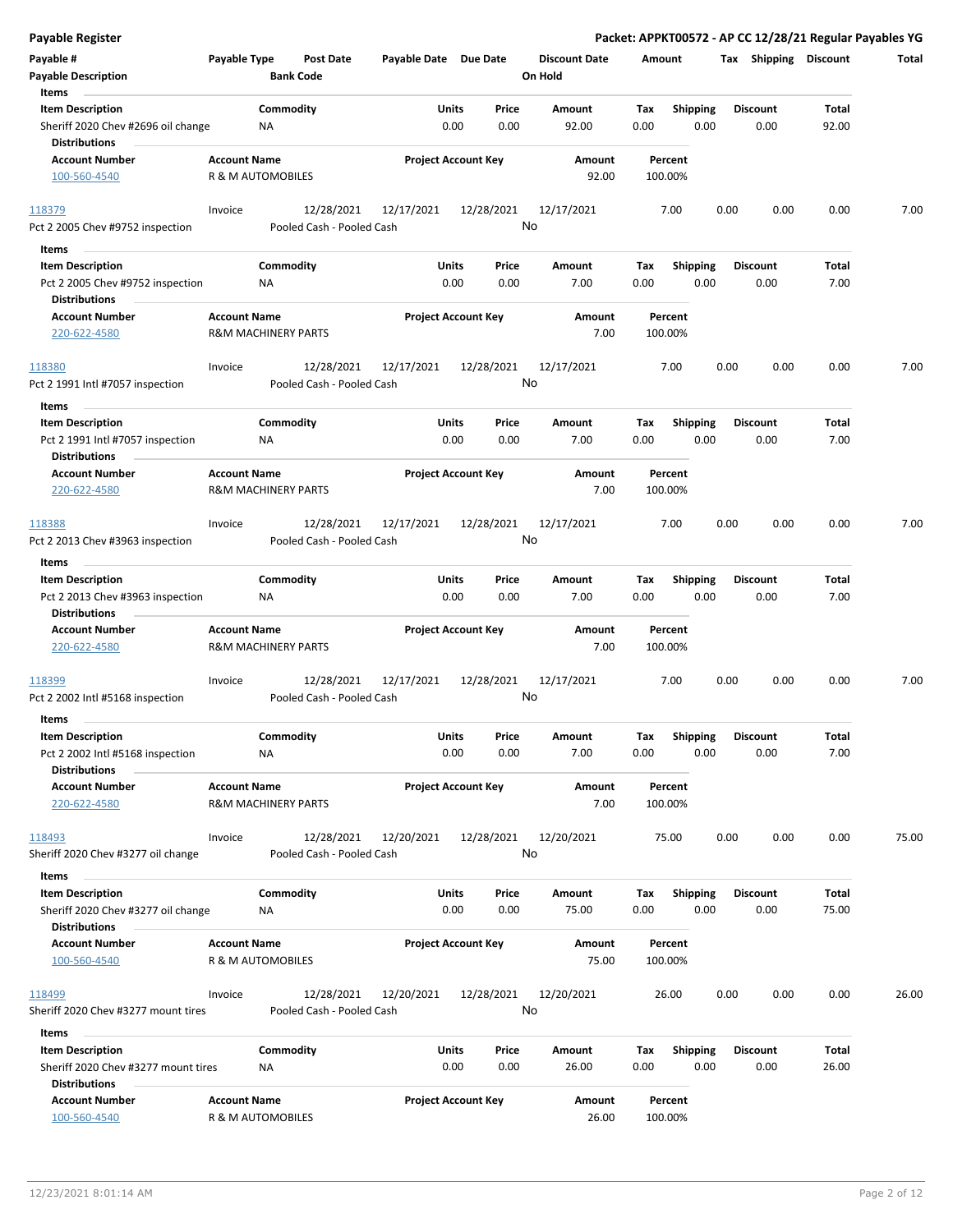**Payable Register** — **Packet: APPKT00572 - AP CC 12/28/21 Regular Payables YG**

| Payable # | Payable Type | Post Date | Payable Date | Due Date | Discount Date | Amount | Tax | Shipping | Discount | Total |
|---|---|---|---|---|---|---|---|---|---|---|
| **Payable Description** | | **Bank Code** | | | **On Hold** | | | | | |

**Items**

| Item Description | Commodity | Units | Price | Amount | Tax | Shipping | Discount | Total |
|---|---|---|---|---|---|---|---|---|
| Sheriff 2020 Chev #2696 oil change | NA | 0.00 | 0.00 | 92.00 | 0.00 | 0.00 | 0.00 | 92.00 |

**Distributions**

| Account Number | Account Name | Project Account Key | Amount | Percent |
|---|---|---|---|---|
| 100-560-4540 | R & M AUTOMOBILES | | 92.00 | 100.00% |

---

| Payable # | Payable Type | Post Date | Payable Date | Due Date | Discount Date | Amount | Tax | Shipping | Discount | Total |
|---|---|---|---|---|---|---|---|---|---|---|
| 118379 | Invoice | 12/28/2021 | 12/17/2021 | 12/28/2021 | 12/17/2021 | 7.00 | 0.00 | 0.00 | 0.00 | 7.00 |
| Pct 2 2005 Chev #9752 inspection | | Pooled Cash - Pooled Cash | | | No | | | | | |

**Items**

| Item Description | Commodity | Units | Price | Amount | Tax | Shipping | Discount | Total |
|---|---|---|---|---|---|---|---|---|
| Pct 2 2005 Chev #9752 inspection | NA | 0.00 | 0.00 | 7.00 | 0.00 | 0.00 | 0.00 | 7.00 |

**Distributions**

| Account Number | Account Name | Project Account Key | Amount | Percent |
|---|---|---|---|---|
| 220-622-4580 | R&M MACHINERY PARTS | | 7.00 | 100.00% |

---

| Payable # | Payable Type | Post Date | Payable Date | Due Date | Discount Date | Amount | Tax | Shipping | Discount | Total |
|---|---|---|---|---|---|---|---|---|---|---|
| 118380 | Invoice | 12/28/2021 | 12/17/2021 | 12/28/2021 | 12/17/2021 | 7.00 | 0.00 | 0.00 | 0.00 | 7.00 |
| Pct 2 1991 Intl #7057 inspection | | Pooled Cash - Pooled Cash | | | No | | | | | |

**Items**

| Item Description | Commodity | Units | Price | Amount | Tax | Shipping | Discount | Total |
|---|---|---|---|---|---|---|---|---|
| Pct 2 1991 Intl #7057 inspection | NA | 0.00 | 0.00 | 7.00 | 0.00 | 0.00 | 0.00 | 7.00 |

**Distributions**

| Account Number | Account Name | Project Account Key | Amount | Percent |
|---|---|---|---|---|
| 220-622-4580 | R&M MACHINERY PARTS | | 7.00 | 100.00% |

---

| Payable # | Payable Type | Post Date | Payable Date | Due Date | Discount Date | Amount | Tax | Shipping | Discount | Total |
|---|---|---|---|---|---|---|---|---|---|---|
| 118388 | Invoice | 12/28/2021 | 12/17/2021 | 12/28/2021 | 12/17/2021 | 7.00 | 0.00 | 0.00 | 0.00 | 7.00 |
| Pct 2 2013 Chev #3963 inspection | | Pooled Cash - Pooled Cash | | | No | | | | | |

**Items**

| Item Description | Commodity | Units | Price | Amount | Tax | Shipping | Discount | Total |
|---|---|---|---|---|---|---|---|---|
| Pct 2 2013 Chev #3963 inspection | NA | 0.00 | 0.00 | 7.00 | 0.00 | 0.00 | 0.00 | 7.00 |

**Distributions**

| Account Number | Account Name | Project Account Key | Amount | Percent |
|---|---|---|---|---|
| 220-622-4580 | R&M MACHINERY PARTS | | 7.00 | 100.00% |

---

| Payable # | Payable Type | Post Date | Payable Date | Due Date | Discount Date | Amount | Tax | Shipping | Discount | Total |
|---|---|---|---|---|---|---|---|---|---|---|
| 118399 | Invoice | 12/28/2021 | 12/17/2021 | 12/28/2021 | 12/17/2021 | 7.00 | 0.00 | 0.00 | 0.00 | 7.00 |
| Pct 2 2002 Intl #5168 inspection | | Pooled Cash - Pooled Cash | | | No | | | | | |

**Items**

| Item Description | Commodity | Units | Price | Amount | Tax | Shipping | Discount | Total |
|---|---|---|---|---|---|---|---|---|
| Pct 2 2002 Intl #5168 inspection | NA | 0.00 | 0.00 | 7.00 | 0.00 | 0.00 | 0.00 | 7.00 |

**Distributions**

| Account Number | Account Name | Project Account Key | Amount | Percent |
|---|---|---|---|---|
| 220-622-4580 | R&M MACHINERY PARTS | | 7.00 | 100.00% |

---

| Payable # | Payable Type | Post Date | Payable Date | Due Date | Discount Date | Amount | Tax | Shipping | Discount | Total |
|---|---|---|---|---|---|---|---|---|---|---|
| 118493 | Invoice | 12/28/2021 | 12/20/2021 | 12/28/2021 | 12/20/2021 | 75.00 | 0.00 | 0.00 | 0.00 | 75.00 |
| Sheriff 2020 Chev #3277 oil change | | Pooled Cash - Pooled Cash | | | No | | | | | |

**Items**

| Item Description | Commodity | Units | Price | Amount | Tax | Shipping | Discount | Total |
|---|---|---|---|---|---|---|---|---|
| Sheriff 2020 Chev #3277 oil change | NA | 0.00 | 0.00 | 75.00 | 0.00 | 0.00 | 0.00 | 75.00 |

**Distributions**

| Account Number | Account Name | Project Account Key | Amount | Percent |
|---|---|---|---|---|
| 100-560-4540 | R & M AUTOMOBILES | | 75.00 | 100.00% |

---

| Payable # | Payable Type | Post Date | Payable Date | Due Date | Discount Date | Amount | Tax | Shipping | Discount | Total |
|---|---|---|---|---|---|---|---|---|---|---|
| 118499 | Invoice | 12/28/2021 | 12/20/2021 | 12/28/2021 | 12/20/2021 | 26.00 | 0.00 | 0.00 | 0.00 | 26.00 |
| Sheriff 2020 Chev #3277 mount tires | | Pooled Cash - Pooled Cash | | | No | | | | | |

**Items**

| Item Description | Commodity | Units | Price | Amount | Tax | Shipping | Discount | Total |
|---|---|---|---|---|---|---|---|---|
| Sheriff 2020 Chev #3277 mount tires | NA | 0.00 | 0.00 | 26.00 | 0.00 | 0.00 | 0.00 | 26.00 |

**Distributions**

| Account Number | Account Name | Project Account Key | Amount | Percent |
|---|---|---|---|---|
| 100-560-4540 | R & M AUTOMOBILES | | 26.00 | 100.00% |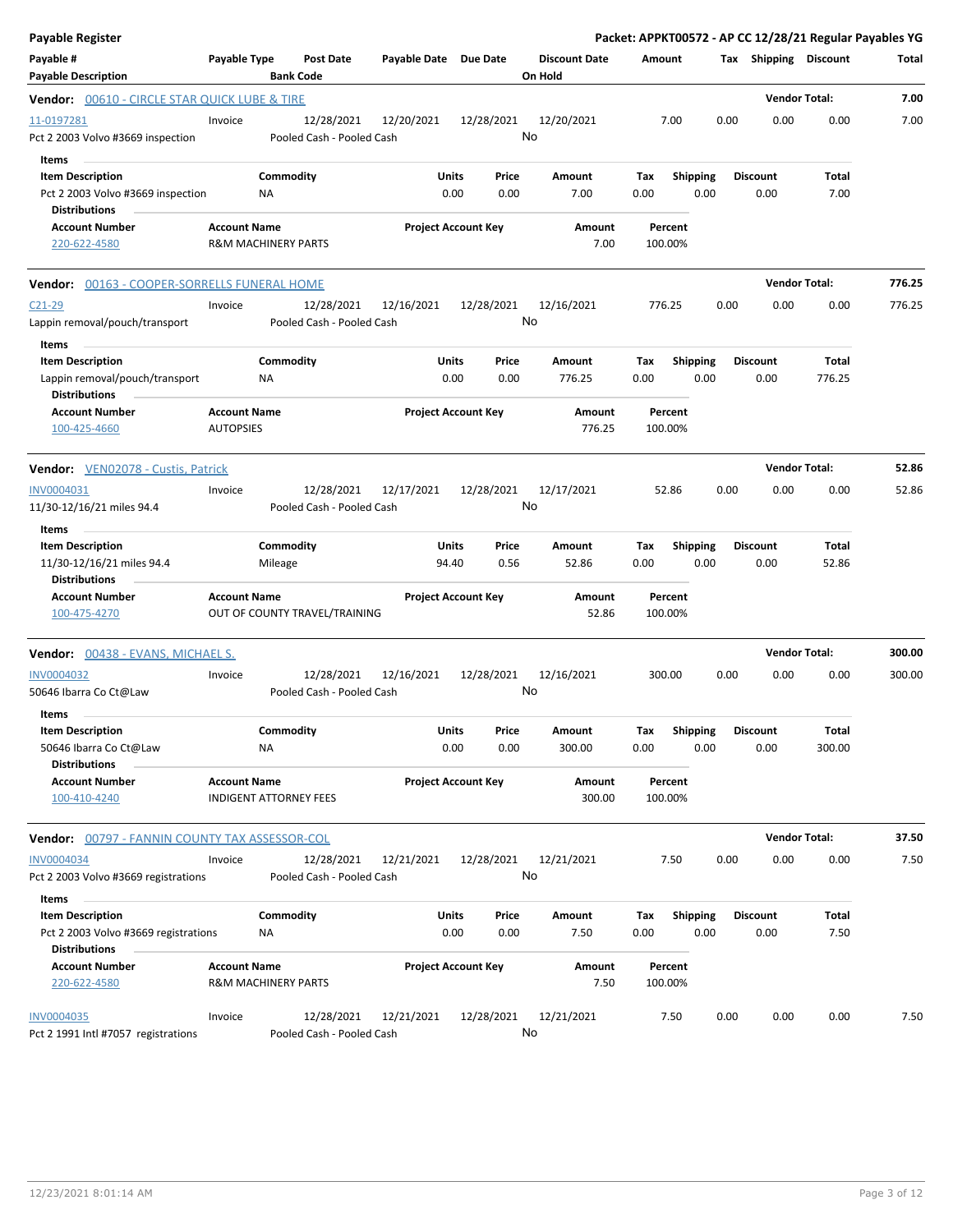**Payable Register** — **Packet: APPKT00572 - AP CC 12/28/21 Regular Payables YG**

| Payable # / Payable Description | Payable Type | Post Date / Bank Code | Payable Date | Due Date | Discount Date / On Hold | Amount | Tax | Shipping | Discount | Total |
|---|---|---|---|---|---|---|---|---|---|---|

**Vendor: 00610 - CIRCLE STAR QUICK LUBE & TIRE** — Vendor Total: 7.00

| Payable # | Payable Type | Post Date | Payable Date | Due Date | Discount Date | Amount | Tax | Shipping | Discount | Total |
|---|---|---|---|---|---|---|---|---|---|---|
| 11-0197281 | Invoice | 12/28/2021 | 12/20/2021 | 12/28/2021 | 12/20/2021 | 7.00 | 0.00 | 0.00 | 0.00 | 7.00 |
| Pct 2 2003 Volvo #3669 inspection | | Pooled Cash - Pooled Cash | | | No | | | | | |

Items

| Item Description | Commodity | Units | Price | Amount | Tax | Shipping | Discount | Total |
|---|---|---|---|---|---|---|---|---|
| Pct 2 2003 Volvo #3669 inspection | NA | 0.00 | 0.00 | 7.00 | 0.00 | 0.00 | 0.00 | 7.00 |

Distributions

| Account Number | Account Name | Project Account Key | Amount | Percent |
|---|---|---|---|---|
| 220-622-4580 | R&M MACHINERY PARTS | | 7.00 | 100.00% |

**Vendor: 00163 - COOPER-SORRELLS FUNERAL HOME** — Vendor Total: 776.25

| Payable # | Payable Type | Post Date | Payable Date | Due Date | Discount Date | Amount | Tax | Shipping | Discount | Total |
|---|---|---|---|---|---|---|---|---|---|---|
| C21-29 | Invoice | 12/28/2021 | 12/16/2021 | 12/28/2021 | 12/16/2021 | 776.25 | 0.00 | 0.00 | 0.00 | 776.25 |
| Lappin removal/pouch/transport | | Pooled Cash - Pooled Cash | | | No | | | | | |

Items

| Item Description | Commodity | Units | Price | Amount | Tax | Shipping | Discount | Total |
|---|---|---|---|---|---|---|---|---|
| Lappin removal/pouch/transport | NA | 0.00 | 0.00 | 776.25 | 0.00 | 0.00 | 0.00 | 776.25 |

Distributions

| Account Number | Account Name | Project Account Key | Amount | Percent |
|---|---|---|---|---|
| 100-425-4660 | AUTOPSIES | | 776.25 | 100.00% |

**Vendor: VEN02078 - Custis, Patrick** — Vendor Total: 52.86

| Payable # | Payable Type | Post Date | Payable Date | Due Date | Discount Date | Amount | Tax | Shipping | Discount | Total |
|---|---|---|---|---|---|---|---|---|---|---|
| INV0004031 | Invoice | 12/28/2021 | 12/17/2021 | 12/28/2021 | 12/17/2021 | 52.86 | 0.00 | 0.00 | 0.00 | 52.86 |
| 11/30-12/16/21 miles 94.4 | | Pooled Cash - Pooled Cash | | | No | | | | | |

Items

| Item Description | Commodity | Units | Price | Amount | Tax | Shipping | Discount | Total |
|---|---|---|---|---|---|---|---|---|
| 11/30-12/16/21 miles 94.4 | Mileage | 94.40 | 0.56 | 52.86 | 0.00 | 0.00 | 0.00 | 52.86 |

Distributions

| Account Number | Account Name | Project Account Key | Amount | Percent |
|---|---|---|---|---|
| 100-475-4270 | OUT OF COUNTY TRAVEL/TRAINING | | 52.86 | 100.00% |

**Vendor: 00438 - EVANS, MICHAEL S.** — Vendor Total: 300.00

| Payable # | Payable Type | Post Date | Payable Date | Due Date | Discount Date | Amount | Tax | Shipping | Discount | Total |
|---|---|---|---|---|---|---|---|---|---|---|
| INV0004032 | Invoice | 12/28/2021 | 12/16/2021 | 12/28/2021 | 12/16/2021 | 300.00 | 0.00 | 0.00 | 0.00 | 300.00 |
| 50646 Ibarra Co Ct@Law | | Pooled Cash - Pooled Cash | | | No | | | | | |

Items

| Item Description | Commodity | Units | Price | Amount | Tax | Shipping | Discount | Total |
|---|---|---|---|---|---|---|---|---|
| 50646 Ibarra Co Ct@Law | NA | 0.00 | 0.00 | 300.00 | 0.00 | 0.00 | 0.00 | 300.00 |

Distributions

| Account Number | Account Name | Project Account Key | Amount | Percent |
|---|---|---|---|---|
| 100-410-4240 | INDIGENT ATTORNEY FEES | | 300.00 | 100.00% |

**Vendor: 00797 - FANNIN COUNTY TAX ASSESSOR-COL** — Vendor Total: 37.50

| Payable # | Payable Type | Post Date | Payable Date | Due Date | Discount Date | Amount | Tax | Shipping | Discount | Total |
|---|---|---|---|---|---|---|---|---|---|---|
| INV0004034 | Invoice | 12/28/2021 | 12/21/2021 | 12/28/2021 | 12/21/2021 | 7.50 | 0.00 | 0.00 | 0.00 | 7.50 |
| Pct 2 2003 Volvo #3669 registrations | | Pooled Cash - Pooled Cash | | | No | | | | | |

Items

| Item Description | Commodity | Units | Price | Amount | Tax | Shipping | Discount | Total |
|---|---|---|---|---|---|---|---|---|
| Pct 2 2003 Volvo #3669 registrations | NA | 0.00 | 0.00 | 7.50 | 0.00 | 0.00 | 0.00 | 7.50 |

Distributions

| Account Number | Account Name | Project Account Key | Amount | Percent |
|---|---|---|---|---|
| 220-622-4580 | R&M MACHINERY PARTS | | 7.50 | 100.00% |

| Payable # | Payable Type | Post Date | Payable Date | Due Date | Discount Date | Amount | Tax | Shipping | Discount | Total |
|---|---|---|---|---|---|---|---|---|---|---|
| INV0004035 | Invoice | 12/28/2021 | 12/21/2021 | 12/28/2021 | 12/21/2021 | 7.50 | 0.00 | 0.00 | 0.00 | 7.50 |
| Pct 2 1991 Intl #7057 registrations | | Pooled Cash - Pooled Cash | | | No | | | | | |

12/23/2021 8:01:14 AM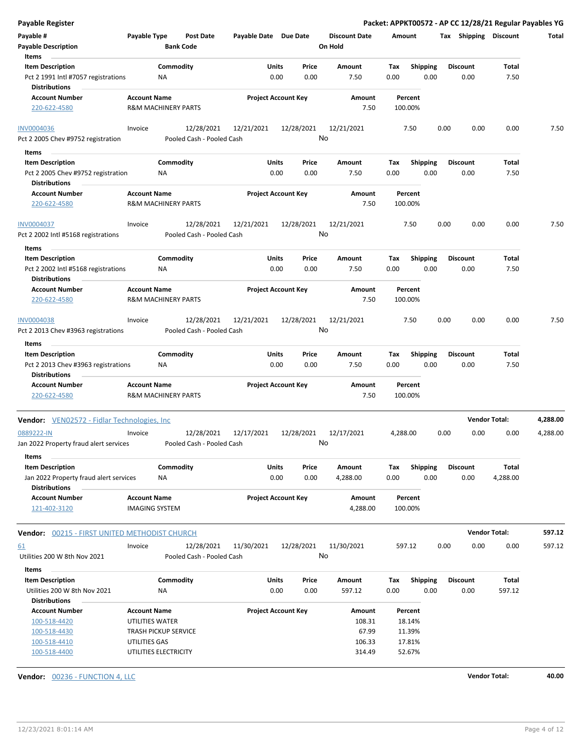**Payable Register** — **Packet: APPKT00572 - AP CC 12/28/21 Regular Payables YG**

| Payable # | Payable Type | Post Date | Payable Date | Due Date | Discount Date | Amount | Tax | Shipping | Discount | Total |
|---|---|---|---|---|---|---|---|---|---|---|
| **Payable Description** | | **Bank Code** | | | **On Hold** | | | | | |

**Items**

| Item Description | Commodity | Units | Price | Amount | Tax | Shipping | Discount | Total |
|---|---|---|---|---|---|---|---|---|
| Pct 2 1991 Intl #7057 registrations | NA | 0.00 | 0.00 | 7.50 | 0.00 | 0.00 | 0.00 | 7.50 |

**Distributions**

| Account Number | Account Name | Project Account Key | Amount | Percent |
|---|---|---|---|---|
| 220-622-4580 | R&M MACHINERY PARTS | | 7.50 | 100.00% |

| Payable # | Payable Type | Post Date | Payable Date | Due Date | Discount Date | Amount | Tax | Shipping | Discount | Total |
|---|---|---|---|---|---|---|---|---|---|---|
| INV0004036 | Invoice | 12/28/2021 | 12/21/2021 | 12/28/2021 | 12/21/2021 | 7.50 | 0.00 | 0.00 | 0.00 | 7.50 |
| Pct 2 2005 Chev #9752 registration | | Pooled Cash - Pooled Cash | | | No | | | | | |

**Items**

| Item Description | Commodity | Units | Price | Amount | Tax | Shipping | Discount | Total |
|---|---|---|---|---|---|---|---|---|
| Pct 2 2005 Chev #9752 registration | NA | 0.00 | 0.00 | 7.50 | 0.00 | 0.00 | 0.00 | 7.50 |

**Distributions**

| Account Number | Account Name | Project Account Key | Amount | Percent |
|---|---|---|---|---|
| 220-622-4580 | R&M MACHINERY PARTS | | 7.50 | 100.00% |

| Payable # | Payable Type | Post Date | Payable Date | Due Date | Discount Date | Amount | Tax | Shipping | Discount | Total |
|---|---|---|---|---|---|---|---|---|---|---|
| INV0004037 | Invoice | 12/28/2021 | 12/21/2021 | 12/28/2021 | 12/21/2021 | 7.50 | 0.00 | 0.00 | 0.00 | 7.50 |
| Pct 2 2002 Intl #5168 registrations | | Pooled Cash - Pooled Cash | | | No | | | | | |

**Items**

| Item Description | Commodity | Units | Price | Amount | Tax | Shipping | Discount | Total |
|---|---|---|---|---|---|---|---|---|
| Pct 2 2002 Intl #5168 registrations | NA | 0.00 | 0.00 | 7.50 | 0.00 | 0.00 | 0.00 | 7.50 |

**Distributions**

| Account Number | Account Name | Project Account Key | Amount | Percent |
|---|---|---|---|---|
| 220-622-4580 | R&M MACHINERY PARTS | | 7.50 | 100.00% |

| Payable # | Payable Type | Post Date | Payable Date | Due Date | Discount Date | Amount | Tax | Shipping | Discount | Total |
|---|---|---|---|---|---|---|---|---|---|---|
| INV0004038 | Invoice | 12/28/2021 | 12/21/2021 | 12/28/2021 | 12/21/2021 | 7.50 | 0.00 | 0.00 | 0.00 | 7.50 |
| Pct 2 2013 Chev #3963 registrations | | Pooled Cash - Pooled Cash | | | No | | | | | |

**Items**

| Item Description | Commodity | Units | Price | Amount | Tax | Shipping | Discount | Total |
|---|---|---|---|---|---|---|---|---|
| Pct 2 2013 Chev #3963 registrations | NA | 0.00 | 0.00 | 7.50 | 0.00 | 0.00 | 0.00 | 7.50 |

**Distributions**

| Account Number | Account Name | Project Account Key | Amount | Percent |
|---|---|---|---|---|
| 220-622-4580 | R&M MACHINERY PARTS | | 7.50 | 100.00% |

**Vendor:** VEN02572 - Fidlar Technologies, Inc — **Vendor Total: 4,288.00**

| Payable # | Payable Type | Post Date | Payable Date | Due Date | Discount Date | Amount | Tax | Shipping | Discount | Total |
|---|---|---|---|---|---|---|---|---|---|---|
| 0889222-IN | Invoice | 12/28/2021 | 12/17/2021 | 12/28/2021 | 12/17/2021 | 4,288.00 | 0.00 | 0.00 | 0.00 | 4,288.00 |
| Jan 2022 Property fraud alert services | | Pooled Cash - Pooled Cash | | | No | | | | | |

**Items**

| Item Description | Commodity | Units | Price | Amount | Tax | Shipping | Discount | Total |
|---|---|---|---|---|---|---|---|---|
| Jan 2022 Property fraud alert services | NA | 0.00 | 0.00 | 4,288.00 | 0.00 | 0.00 | 0.00 | 4,288.00 |

**Distributions**

| Account Number | Account Name | Project Account Key | Amount | Percent |
|---|---|---|---|---|
| 121-402-3120 | IMAGING SYSTEM | | 4,288.00 | 100.00% |

**Vendor:** 00215 - FIRST UNITED METHODIST CHURCH — **Vendor Total: 597.12**

| Payable # | Payable Type | Post Date | Payable Date | Due Date | Discount Date | Amount | Tax | Shipping | Discount | Total |
|---|---|---|---|---|---|---|---|---|---|---|
| 61 | Invoice | 12/28/2021 | 11/30/2021 | 12/28/2021 | 11/30/2021 | 597.12 | 0.00 | 0.00 | 0.00 | 597.12 |
| Utilities 200 W 8th Nov 2021 | | Pooled Cash - Pooled Cash | | | No | | | | | |

**Items**

| Item Description | Commodity | Units | Price | Amount | Tax | Shipping | Discount | Total |
|---|---|---|---|---|---|---|---|---|
| Utilities 200 W 8th Nov 2021 | NA | 0.00 | 0.00 | 597.12 | 0.00 | 0.00 | 0.00 | 597.12 |

**Distributions**

| Account Number | Account Name | Project Account Key | Amount | Percent |
|---|---|---|---|---|
| 100-518-4420 | UTILITIES WATER | | 108.31 | 18.14% |
| 100-518-4430 | TRASH PICKUP SERVICE | | 67.99 | 11.39% |
| 100-518-4410 | UTILITIES GAS | | 106.33 | 17.81% |
| 100-518-4400 | UTILITIES ELECTRICITY | | 314.49 | 52.67% |

**Vendor:** 00236 - FUNCTION 4, LLC — **Vendor Total: 40.00**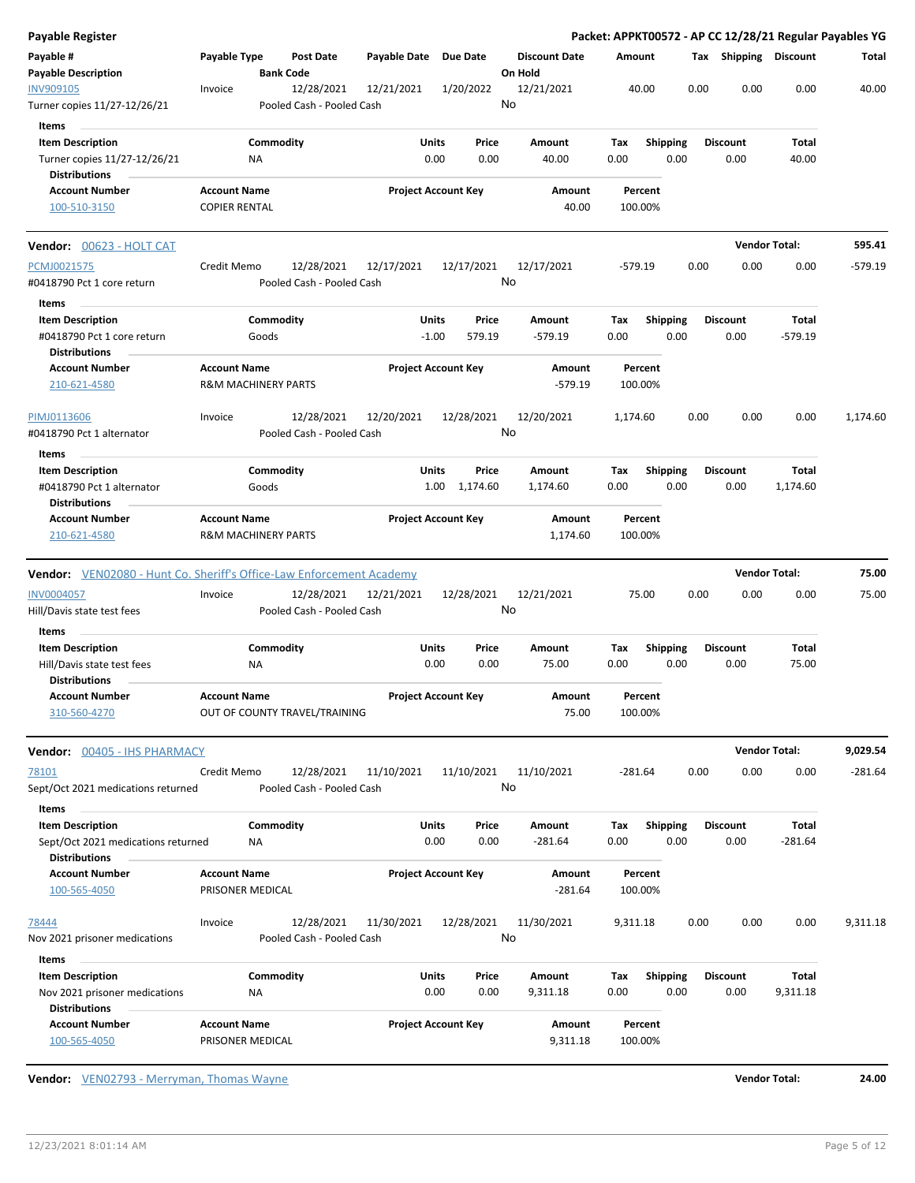**Payable Register** — **Packet: APPKT00572 - AP CC 12/28/21 Regular Payables YG**

| Payable # / Payable Description | Payable Type | Post Date / Bank Code | Payable Date | Due Date | Discount Date / On Hold | Amount | Tax | Shipping | Discount | Total |
|---|---|---|---|---|---|---|---|---|---|---|
| INV909105 | Invoice | 12/28/2021 | 12/21/2021 | 1/20/2022 | 12/21/2021 | 40.00 | 0.00 | 0.00 | 0.00 | 40.00 |
| Turner copies 11/27-12/26/21 | | Pooled Cash - Pooled Cash | | | No | | | | | |

Items

| Item Description | Commodity | Units | Price | Amount | Tax | Shipping | Discount | Total |
|---|---|---|---|---|---|---|---|---|
| Turner copies 11/27-12/26/21 | NA | 0.00 | 0.00 | 40.00 | 0.00 | 0.00 | 0.00 | 40.00 |

Distributions

| Account Number | Account Name | Project Account Key | Amount | Percent |
|---|---|---|---|---|
| 100-510-3150 | COPIER RENTAL | | 40.00 | 100.00% |

**Vendor: 00623 - HOLT CAT** — **Vendor Total: 595.41**

| Payable # / Payable Description | Payable Type | Post Date / Bank Code | Payable Date | Due Date | Discount Date / On Hold | Amount | Tax | Shipping | Discount | Total |
|---|---|---|---|---|---|---|---|---|---|---|
| PCMJ0021575 | Credit Memo | 12/28/2021 | 12/17/2021 | 12/17/2021 | 12/17/2021 | -579.19 | 0.00 | 0.00 | 0.00 | -579.19 |
| #0418790 Pct 1 core return | | Pooled Cash - Pooled Cash | | | No | | | | | |

Items

| Item Description | Commodity | Units | Price | Amount | Tax | Shipping | Discount | Total |
|---|---|---|---|---|---|---|---|---|
| #0418790 Pct 1 core return | Goods | -1.00 | 579.19 | -579.19 | 0.00 | 0.00 | 0.00 | -579.19 |

Distributions

| Account Number | Account Name | Project Account Key | Amount | Percent |
|---|---|---|---|---|
| 210-621-4580 | R&M MACHINERY PARTS | | -579.19 | 100.00% |

| Payable # / Payable Description | Payable Type | Post Date / Bank Code | Payable Date | Due Date | Discount Date / On Hold | Amount | Tax | Shipping | Discount | Total |
|---|---|---|---|---|---|---|---|---|---|---|
| PIMJ0113606 | Invoice | 12/28/2021 | 12/20/2021 | 12/28/2021 | 12/20/2021 | 1,174.60 | 0.00 | 0.00 | 0.00 | 1,174.60 |
| #0418790 Pct 1 alternator | | Pooled Cash - Pooled Cash | | | No | | | | | |

Items

| Item Description | Commodity | Units | Price | Amount | Tax | Shipping | Discount | Total |
|---|---|---|---|---|---|---|---|---|
| #0418790 Pct 1 alternator | Goods | 1.00 | 1,174.60 | 1,174.60 | 0.00 | 0.00 | 0.00 | 1,174.60 |

Distributions

| Account Number | Account Name | Project Account Key | Amount | Percent |
|---|---|---|---|---|
| 210-621-4580 | R&M MACHINERY PARTS | | 1,174.60 | 100.00% |

**Vendor: VEN02080 - Hunt Co. Sheriff's Office-Law Enforcement Academy** — **Vendor Total: 75.00**

| Payable # / Payable Description | Payable Type | Post Date / Bank Code | Payable Date | Due Date | Discount Date / On Hold | Amount | Tax | Shipping | Discount | Total |
|---|---|---|---|---|---|---|---|---|---|---|
| INV0004057 | Invoice | 12/28/2021 | 12/21/2021 | 12/28/2021 | 12/21/2021 | 75.00 | 0.00 | 0.00 | 0.00 | 75.00 |
| Hill/Davis state test fees | | Pooled Cash - Pooled Cash | | | No | | | | | |

Items

| Item Description | Commodity | Units | Price | Amount | Tax | Shipping | Discount | Total |
|---|---|---|---|---|---|---|---|---|
| Hill/Davis state test fees | NA | 0.00 | 0.00 | 75.00 | 0.00 | 0.00 | 0.00 | 75.00 |

Distributions

| Account Number | Account Name | Project Account Key | Amount | Percent |
|---|---|---|---|---|
| 310-560-4270 | OUT OF COUNTY TRAVEL/TRAINING | | 75.00 | 100.00% |

**Vendor: 00405 - IHS PHARMACY** — **Vendor Total: 9,029.54**

| Payable # / Payable Description | Payable Type | Post Date / Bank Code | Payable Date | Due Date | Discount Date / On Hold | Amount | Tax | Shipping | Discount | Total |
|---|---|---|---|---|---|---|---|---|---|---|
| 78101 | Credit Memo | 12/28/2021 | 11/10/2021 | 11/10/2021 | 11/10/2021 | -281.64 | 0.00 | 0.00 | 0.00 | -281.64 |
| Sept/Oct 2021 medications returned | | Pooled Cash - Pooled Cash | | | No | | | | | |

Items

| Item Description | Commodity | Units | Price | Amount | Tax | Shipping | Discount | Total |
|---|---|---|---|---|---|---|---|---|
| Sept/Oct 2021 medications returned | NA | 0.00 | 0.00 | -281.64 | 0.00 | 0.00 | 0.00 | -281.64 |

Distributions

| Account Number | Account Name | Project Account Key | Amount | Percent |
|---|---|---|---|---|
| 100-565-4050 | PRISONER MEDICAL | | -281.64 | 100.00% |

| Payable # / Payable Description | Payable Type | Post Date / Bank Code | Payable Date | Due Date | Discount Date / On Hold | Amount | Tax | Shipping | Discount | Total |
|---|---|---|---|---|---|---|---|---|---|---|
| 78444 | Invoice | 12/28/2021 | 11/30/2021 | 12/28/2021 | 11/30/2021 | 9,311.18 | 0.00 | 0.00 | 0.00 | 9,311.18 |
| Nov 2021 prisoner medications | | Pooled Cash - Pooled Cash | | | No | | | | | |

Items

| Item Description | Commodity | Units | Price | Amount | Tax | Shipping | Discount | Total |
|---|---|---|---|---|---|---|---|---|
| Nov 2021 prisoner medications | NA | 0.00 | 0.00 | 9,311.18 | 0.00 | 0.00 | 0.00 | 9,311.18 |

Distributions

| Account Number | Account Name | Project Account Key | Amount | Percent |
|---|---|---|---|---|
| 100-565-4050 | PRISONER MEDICAL | | 9,311.18 | 100.00% |

**Vendor: VEN02793 - Merryman, Thomas Wayne** — **Vendor Total: 24.00**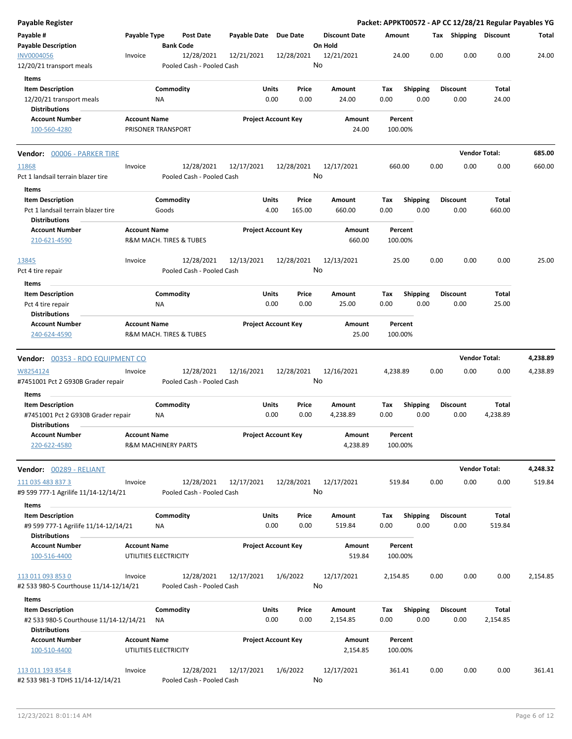# Payable Register

**Packet: APPKT00572 - AP CC 12/28/21 Regular Payables YG**

| Payable # | Payable Type | Post Date | Payable Date | Due Date | Discount Date | Amount | Tax | Shipping | Discount | Total |
|---|---|---|---|---|---|---|---|---|---|---|
| **Payable Description** | | **Bank Code** | | | **On Hold** | | | | | |
| INV0004056 | Invoice | 12/28/2021 | 12/21/2021 | 12/28/2021 | 12/21/2021 | 24.00 | 0.00 | 0.00 | 0.00 | 24.00 |
| 12/20/21 transport meals | | Pooled Cash - Pooled Cash | | | No | | | | | |

**Items**

| Item Description | Commodity | Units | Price | Amount | Tax | Shipping | Discount | Total |
|---|---|---|---|---|---|---|---|---|
| 12/20/21 transport meals | NA | 0.00 | 0.00 | 24.00 | 0.00 | 0.00 | 0.00 | 24.00 |

**Distributions**

| Account Number | Account Name | Project Account Key | Amount | Percent |
|---|---|---|---|---|
| 100-560-4280 | PRISONER TRANSPORT | | 24.00 | 100.00% |

## Vendor: 00006 - PARKER TIRE — Vendor Total: 685.00

| Payable # | Payable Type | Post Date | Payable Date | Due Date | Discount Date | Amount | Tax | Shipping | Discount | Total |
|---|---|---|---|---|---|---|---|---|---|---|
| 11868 | Invoice | 12/28/2021 | 12/17/2021 | 12/28/2021 | 12/17/2021 | 660.00 | 0.00 | 0.00 | 0.00 | 660.00 |
| Pct 1 landsail terrain blazer tire | | Pooled Cash - Pooled Cash | | | No | | | | | |

**Items**

| Item Description | Commodity | Units | Price | Amount | Tax | Shipping | Discount | Total |
|---|---|---|---|---|---|---|---|---|
| Pct 1 landsail terrain blazer tire | Goods | 4.00 | 165.00 | 660.00 | 0.00 | 0.00 | 0.00 | 660.00 |

**Distributions**

| Account Number | Account Name | Project Account Key | Amount | Percent |
|---|---|---|---|---|
| 210-621-4590 | R&M MACH. TIRES & TUBES | | 660.00 | 100.00% |

| Payable # | Payable Type | Post Date | Payable Date | Due Date | Discount Date | Amount | Tax | Shipping | Discount | Total |
|---|---|---|---|---|---|---|---|---|---|---|
| 13845 | Invoice | 12/28/2021 | 12/13/2021 | 12/28/2021 | 12/13/2021 | 25.00 | 0.00 | 0.00 | 0.00 | 25.00 |
| Pct 4 tire repair | | Pooled Cash - Pooled Cash | | | No | | | | | |

**Items**

| Item Description | Commodity | Units | Price | Amount | Tax | Shipping | Discount | Total |
|---|---|---|---|---|---|---|---|---|
| Pct 4 tire repair | NA | 0.00 | 0.00 | 25.00 | 0.00 | 0.00 | 0.00 | 25.00 |

**Distributions**

| Account Number | Account Name | Project Account Key | Amount | Percent |
|---|---|---|---|---|
| 240-624-4590 | R&M MACH. TIRES & TUBES | | 25.00 | 100.00% |

## Vendor: 00353 - RDO EQUIPMENT CO — Vendor Total: 4,238.89

| Payable # | Payable Type | Post Date | Payable Date | Due Date | Discount Date | Amount | Tax | Shipping | Discount | Total |
|---|---|---|---|---|---|---|---|---|---|---|
| W8254124 | Invoice | 12/28/2021 | 12/16/2021 | 12/28/2021 | 12/16/2021 | 4,238.89 | 0.00 | 0.00 | 0.00 | 4,238.89 |
| #7451001 Pct 2 G930B Grader repair | | Pooled Cash - Pooled Cash | | | No | | | | | |

**Items**

| Item Description | Commodity | Units | Price | Amount | Tax | Shipping | Discount | Total |
|---|---|---|---|---|---|---|---|---|
| #7451001 Pct 2 G930B Grader repair | NA | 0.00 | 0.00 | 4,238.89 | 0.00 | 0.00 | 0.00 | 4,238.89 |

**Distributions**

| Account Number | Account Name | Project Account Key | Amount | Percent |
|---|---|---|---|---|
| 220-622-4580 | R&M MACHINERY PARTS | | 4,238.89 | 100.00% |

## Vendor: 00289 - RELIANT — Vendor Total: 4,248.32

| Payable # | Payable Type | Post Date | Payable Date | Due Date | Discount Date | Amount | Tax | Shipping | Discount | Total |
|---|---|---|---|---|---|---|---|---|---|---|
| 111 035 483 837 3 | Invoice | 12/28/2021 | 12/17/2021 | 12/28/2021 | 12/17/2021 | 519.84 | 0.00 | 0.00 | 0.00 | 519.84 |
| #9 599 777-1 Agrilife 11/14-12/14/21 | | Pooled Cash - Pooled Cash | | | No | | | | | |

**Items**

| Item Description | Commodity | Units | Price | Amount | Tax | Shipping | Discount | Total |
|---|---|---|---|---|---|---|---|---|
| #9 599 777-1 Agrilife 11/14-12/14/21 | NA | 0.00 | 0.00 | 519.84 | 0.00 | 0.00 | 0.00 | 519.84 |

**Distributions**

| Account Number | Account Name | Project Account Key | Amount | Percent |
|---|---|---|---|---|
| 100-516-4400 | UTILITIES ELECTRICITY | | 519.84 | 100.00% |

| Payable # | Payable Type | Post Date | Payable Date | Due Date | Discount Date | Amount | Tax | Shipping | Discount | Total |
|---|---|---|---|---|---|---|---|---|---|---|
| 113 011 093 853 0 | Invoice | 12/28/2021 | 12/17/2021 | 1/6/2022 | 12/17/2021 | 2,154.85 | 0.00 | 0.00 | 0.00 | 2,154.85 |
| #2 533 980-5 Courthouse 11/14-12/14/21 | | Pooled Cash - Pooled Cash | | | No | | | | | |

**Items**

| Item Description | Commodity | Units | Price | Amount | Tax | Shipping | Discount | Total |
|---|---|---|---|---|---|---|---|---|
| #2 533 980-5 Courthouse 11/14-12/14/21 | NA | 0.00 | 0.00 | 2,154.85 | 0.00 | 0.00 | 0.00 | 2,154.85 |

**Distributions**

| Account Number | Account Name | Project Account Key | Amount | Percent |
|---|---|---|---|---|
| 100-510-4400 | UTILITIES ELECTRICITY | | 2,154.85 | 100.00% |

| Payable # | Payable Type | Post Date | Payable Date | Due Date | Discount Date | Amount | Tax | Shipping | Discount | Total |
|---|---|---|---|---|---|---|---|---|---|---|
| 113 011 193 854 8 | Invoice | 12/28/2021 | 12/17/2021 | 1/6/2022 | 12/17/2021 | 361.41 | 0.00 | 0.00 | 0.00 | 361.41 |
| #2 533 981-3 TDHS 11/14-12/14/21 | | Pooled Cash - Pooled Cash | | | No | | | | | |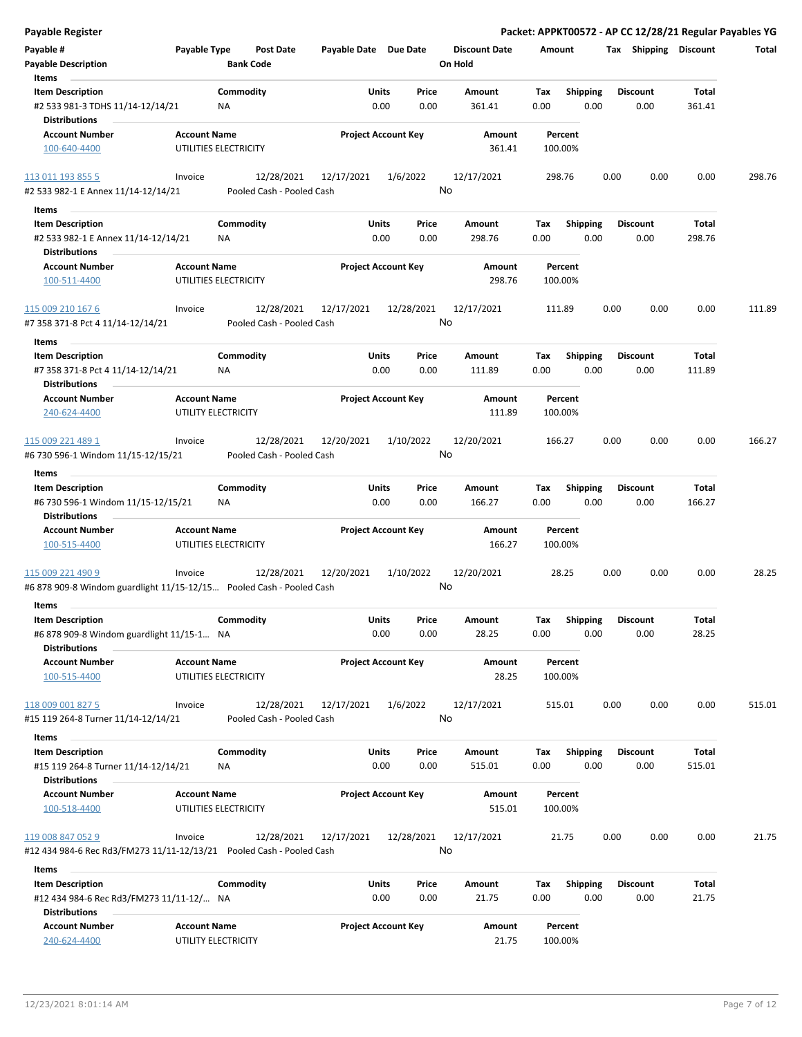**Payable Register** — **Packet: APPKT00572 - AP CC 12/28/21 Regular Payables YG**

| Payable # | Payable Type | Post Date | Payable Date | Due Date | Discount Date | Amount | Tax | Shipping | Discount | Total |
|---|---|---|---|---|---|---|---|---|---|---|
| Payable Description | | Bank Code | | | On Hold | | | | | |

**Items**

| Item Description | Commodity | Units | Price | Amount | Tax | Shipping | Discount | Total |
|---|---|---|---|---|---|---|---|---|
| #2 533 981-3 TDHS 11/14-12/14/21 | NA | 0.00 | 0.00 | 361.41 | 0.00 | 0.00 | 0.00 | 361.41 |

**Distributions**

| Account Number | Account Name | Project Account Key | Amount | Percent |
|---|---|---|---|---|
| 100-640-4400 | UTILITIES ELECTRICITY | | 361.41 | 100.00% |

---

| Payable # | Payable Type | Post Date | Payable Date | Due Date | Discount Date | Amount | Tax | Shipping | Discount | Total |
|---|---|---|---|---|---|---|---|---|---|---|
| 113 011 193 855 5 | Invoice | 12/28/2021 | 12/17/2021 | 1/6/2022 | 12/17/2021 | 298.76 | 0.00 | 0.00 | 0.00 | 298.76 |
| #2 533 982-1 E Annex 11/14-12/14/21 | | Pooled Cash - Pooled Cash | | | No | | | | | |

**Items**

| Item Description | Commodity | Units | Price | Amount | Tax | Shipping | Discount | Total |
|---|---|---|---|---|---|---|---|---|
| #2 533 982-1 E Annex 11/14-12/14/21 | NA | 0.00 | 0.00 | 298.76 | 0.00 | 0.00 | 0.00 | 298.76 |

**Distributions**

| Account Number | Account Name | Project Account Key | Amount | Percent |
|---|---|---|---|---|
| 100-511-4400 | UTILITIES ELECTRICITY | | 298.76 | 100.00% |

---

| Payable # | Payable Type | Post Date | Payable Date | Due Date | Discount Date | Amount | Tax | Shipping | Discount | Total |
|---|---|---|---|---|---|---|---|---|---|---|
| 115 009 210 167 6 | Invoice | 12/28/2021 | 12/17/2021 | 12/28/2021 | 12/17/2021 | 111.89 | 0.00 | 0.00 | 0.00 | 111.89 |
| #7 358 371-8 Pct 4 11/14-12/14/21 | | Pooled Cash - Pooled Cash | | | No | | | | | |

**Items**

| Item Description | Commodity | Units | Price | Amount | Tax | Shipping | Discount | Total |
|---|---|---|---|---|---|---|---|---|
| #7 358 371-8 Pct 4 11/14-12/14/21 | NA | 0.00 | 0.00 | 111.89 | 0.00 | 0.00 | 0.00 | 111.89 |

**Distributions**

| Account Number | Account Name | Project Account Key | Amount | Percent |
|---|---|---|---|---|
| 240-624-4400 | UTILITY ELECTRICITY | | 111.89 | 100.00% |

---

| Payable # | Payable Type | Post Date | Payable Date | Due Date | Discount Date | Amount | Tax | Shipping | Discount | Total |
|---|---|---|---|---|---|---|---|---|---|---|
| 115 009 221 489 1 | Invoice | 12/28/2021 | 12/20/2021 | 1/10/2022 | 12/20/2021 | 166.27 | 0.00 | 0.00 | 0.00 | 166.27 |
| #6 730 596-1 Windom 11/15-12/15/21 | | Pooled Cash - Pooled Cash | | | No | | | | | |

**Items**

| Item Description | Commodity | Units | Price | Amount | Tax | Shipping | Discount | Total |
|---|---|---|---|---|---|---|---|---|
| #6 730 596-1 Windom 11/15-12/15/21 | NA | 0.00 | 0.00 | 166.27 | 0.00 | 0.00 | 0.00 | 166.27 |

**Distributions**

| Account Number | Account Name | Project Account Key | Amount | Percent |
|---|---|---|---|---|
| 100-515-4400 | UTILITIES ELECTRICITY | | 166.27 | 100.00% |

---

| Payable # | Payable Type | Post Date | Payable Date | Due Date | Discount Date | Amount | Tax | Shipping | Discount | Total |
|---|---|---|---|---|---|---|---|---|---|---|
| 115 009 221 490 9 | Invoice | 12/28/2021 | 12/20/2021 | 1/10/2022 | 12/20/2021 | 28.25 | 0.00 | 0.00 | 0.00 | 28.25 |
| #6 878 909-8 Windom guardlight 11/15-12/15... | | Pooled Cash - Pooled Cash | | | No | | | | | |

**Items**

| Item Description | Commodity | Units | Price | Amount | Tax | Shipping | Discount | Total |
|---|---|---|---|---|---|---|---|---|
| #6 878 909-8 Windom guardlight 11/15-1... | NA | 0.00 | 0.00 | 28.25 | 0.00 | 0.00 | 0.00 | 28.25 |

**Distributions**

| Account Number | Account Name | Project Account Key | Amount | Percent |
|---|---|---|---|---|
| 100-515-4400 | UTILITIES ELECTRICITY | | 28.25 | 100.00% |

---

| Payable # | Payable Type | Post Date | Payable Date | Due Date | Discount Date | Amount | Tax | Shipping | Discount | Total |
|---|---|---|---|---|---|---|---|---|---|---|
| 118 009 001 827 5 | Invoice | 12/28/2021 | 12/17/2021 | 1/6/2022 | 12/17/2021 | 515.01 | 0.00 | 0.00 | 0.00 | 515.01 |
| #15 119 264-8 Turner 11/14-12/14/21 | | Pooled Cash - Pooled Cash | | | No | | | | | |

**Items**

| Item Description | Commodity | Units | Price | Amount | Tax | Shipping | Discount | Total |
|---|---|---|---|---|---|---|---|---|
| #15 119 264-8 Turner 11/14-12/14/21 | NA | 0.00 | 0.00 | 515.01 | 0.00 | 0.00 | 0.00 | 515.01 |

**Distributions**

| Account Number | Account Name | Project Account Key | Amount | Percent |
|---|---|---|---|---|
| 100-518-4400 | UTILITIES ELECTRICITY | | 515.01 | 100.00% |

---

| Payable # | Payable Type | Post Date | Payable Date | Due Date | Discount Date | Amount | Tax | Shipping | Discount | Total |
|---|---|---|---|---|---|---|---|---|---|---|
| 119 008 847 052 9 | Invoice | 12/28/2021 | 12/17/2021 | 12/28/2021 | 12/17/2021 | 21.75 | 0.00 | 0.00 | 0.00 | 21.75 |
| #12 434 984-6 Rec Rd3/FM273 11/11-12/13/21 | | Pooled Cash - Pooled Cash | | | No | | | | | |

**Items**

| Item Description | Commodity | Units | Price | Amount | Tax | Shipping | Discount | Total |
|---|---|---|---|---|---|---|---|---|
| #12 434 984-6 Rec Rd3/FM273 11/11-12/... | NA | 0.00 | 0.00 | 21.75 | 0.00 | 0.00 | 0.00 | 21.75 |

**Distributions**

| Account Number | Account Name | Project Account Key | Amount | Percent |
|---|---|---|---|---|
| 240-624-4400 | UTILITY ELECTRICITY | | 21.75 | 100.00% |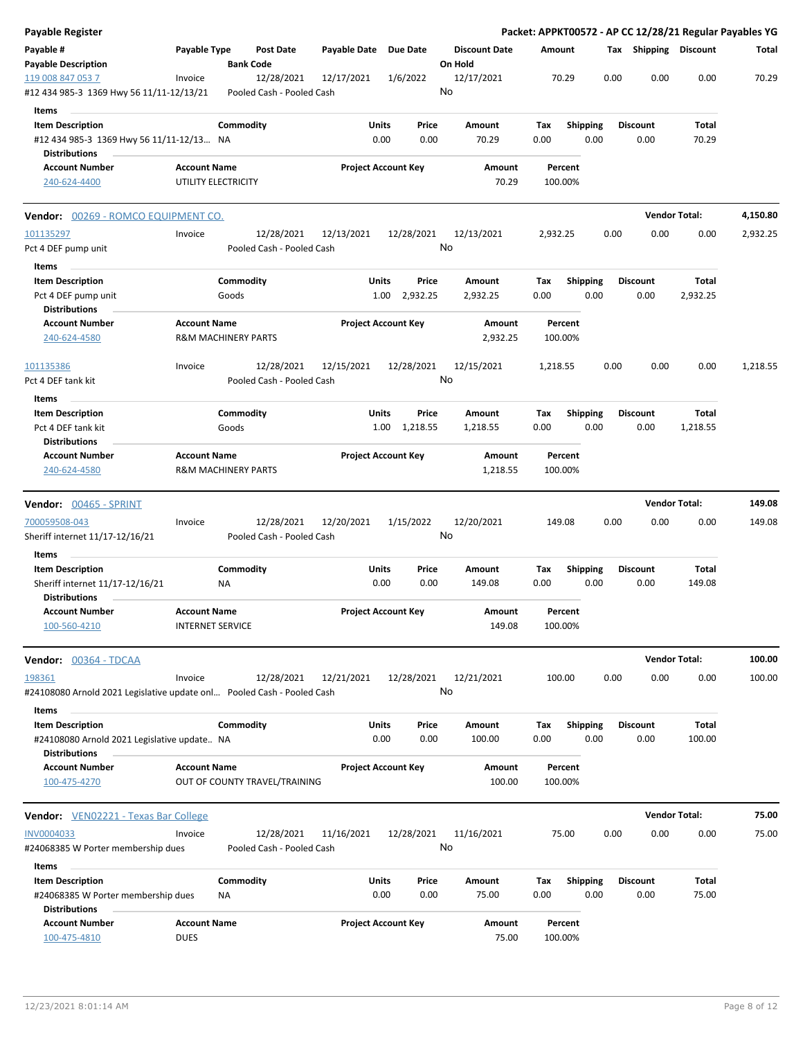**Payable Register** — **Packet: APPKT00572 - AP CC 12/28/21 Regular Payables YG**

| Payable # / Payable Description | Payable Type | Post Date / Bank Code | Payable Date | Due Date | Discount Date / On Hold | Amount | Tax | Shipping | Discount | Total |
|---|---|---|---|---|---|---|---|---|---|---|
| 119 008 847 053 7 | Invoice | 12/28/2021 | 12/17/2021 | 1/6/2022 | 12/17/2021 | 70.29 | 0.00 | 0.00 | 0.00 | 70.29 |
| #12 434 985-3 1369 Hwy 56 11/11-12/13/21 | | Pooled Cash - Pooled Cash | | | No | | | | | |

**Items**

| Item Description | Commodity | Units | Price | Amount | Tax | Shipping | Discount | Total |
|---|---|---|---|---|---|---|---|---|
| #12 434 985-3 1369 Hwy 56 11/11-12/13... | NA | 0.00 | 0.00 | 70.29 | 0.00 | 0.00 | 0.00 | 70.29 |

**Distributions**

| Account Number | Account Name | Project Account Key | Amount | Percent |
|---|---|---|---|---|
| 240-624-4400 | UTILITY ELECTRICITY | | 70.29 | 100.00% |

## Vendor: 00269 - ROMCO EQUIPMENT CO. — Vendor Total: 4,150.80

| Payable # / Payable Description | Payable Type | Post Date / Bank Code | Payable Date | Due Date | Discount Date / On Hold | Amount | Tax | Shipping | Discount | Total |
|---|---|---|---|---|---|---|---|---|---|---|
| 101135297 | Invoice | 12/28/2021 | 12/13/2021 | 12/28/2021 | 12/13/2021 | 2,932.25 | 0.00 | 0.00 | 0.00 | 2,932.25 |
| Pct 4 DEF pump unit | | Pooled Cash - Pooled Cash | | | No | | | | | |

**Items**

| Item Description | Commodity | Units | Price | Amount | Tax | Shipping | Discount | Total |
|---|---|---|---|---|---|---|---|---|
| Pct 4 DEF pump unit | Goods | 1.00 | 2,932.25 | 2,932.25 | 0.00 | 0.00 | 0.00 | 2,932.25 |

**Distributions**

| Account Number | Account Name | Project Account Key | Amount | Percent |
|---|---|---|---|---|
| 240-624-4580 | R&M MACHINERY PARTS | | 2,932.25 | 100.00% |

| Payable # / Payable Description | Payable Type | Post Date / Bank Code | Payable Date | Due Date | Discount Date / On Hold | Amount | Tax | Shipping | Discount | Total |
|---|---|---|---|---|---|---|---|---|---|---|
| 101135386 | Invoice | 12/28/2021 | 12/15/2021 | 12/28/2021 | 12/15/2021 | 1,218.55 | 0.00 | 0.00 | 0.00 | 1,218.55 |
| Pct 4 DEF tank kit | | Pooled Cash - Pooled Cash | | | No | | | | | |

**Items**

| Item Description | Commodity | Units | Price | Amount | Tax | Shipping | Discount | Total |
|---|---|---|---|---|---|---|---|---|
| Pct 4 DEF tank kit | Goods | 1.00 | 1,218.55 | 1,218.55 | 0.00 | 0.00 | 0.00 | 1,218.55 |

**Distributions**

| Account Number | Account Name | Project Account Key | Amount | Percent |
|---|---|---|---|---|
| 240-624-4580 | R&M MACHINERY PARTS | | 1,218.55 | 100.00% |

## Vendor: 00465 - SPRINT — Vendor Total: 149.08

| Payable # / Payable Description | Payable Type | Post Date / Bank Code | Payable Date | Due Date | Discount Date / On Hold | Amount | Tax | Shipping | Discount | Total |
|---|---|---|---|---|---|---|---|---|---|---|
| 700059508-043 | Invoice | 12/28/2021 | 12/20/2021 | 1/15/2022 | 12/20/2021 | 149.08 | 0.00 | 0.00 | 0.00 | 149.08 |
| Sheriff internet 11/17-12/16/21 | | Pooled Cash - Pooled Cash | | | No | | | | | |

**Items**

| Item Description | Commodity | Units | Price | Amount | Tax | Shipping | Discount | Total |
|---|---|---|---|---|---|---|---|---|
| Sheriff internet 11/17-12/16/21 | NA | 0.00 | 0.00 | 149.08 | 0.00 | 0.00 | 0.00 | 149.08 |

**Distributions**

| Account Number | Account Name | Project Account Key | Amount | Percent |
|---|---|---|---|---|
| 100-560-4210 | INTERNET SERVICE | | 149.08 | 100.00% |

## Vendor: 00364 - TDCAA — Vendor Total: 100.00

| Payable # / Payable Description | Payable Type | Post Date / Bank Code | Payable Date | Due Date | Discount Date / On Hold | Amount | Tax | Shipping | Discount | Total |
|---|---|---|---|---|---|---|---|---|---|---|
| 198361 | Invoice | 12/28/2021 | 12/21/2021 | 12/28/2021 | 12/21/2021 | 100.00 | 0.00 | 0.00 | 0.00 | 100.00 |
| #24108080 Arnold 2021 Legislative update onl... | | Pooled Cash - Pooled Cash | | | No | | | | | |

**Items**

| Item Description | Commodity | Units | Price | Amount | Tax | Shipping | Discount | Total |
|---|---|---|---|---|---|---|---|---|
| #24108080 Arnold 2021 Legislative update.. | NA | 0.00 | 0.00 | 100.00 | 0.00 | 0.00 | 0.00 | 100.00 |

**Distributions**

| Account Number | Account Name | Project Account Key | Amount | Percent |
|---|---|---|---|---|
| 100-475-4270 | OUT OF COUNTY TRAVEL/TRAINING | | 100.00 | 100.00% |

## Vendor: VEN02221 - Texas Bar College — Vendor Total: 75.00

| Payable # / Payable Description | Payable Type | Post Date / Bank Code | Payable Date | Due Date | Discount Date / On Hold | Amount | Tax | Shipping | Discount | Total |
|---|---|---|---|---|---|---|---|---|---|---|
| INV0004033 | Invoice | 12/28/2021 | 11/16/2021 | 12/28/2021 | 11/16/2021 | 75.00 | 0.00 | 0.00 | 0.00 | 75.00 |
| #24068385 W Porter membership dues | | Pooled Cash - Pooled Cash | | | No | | | | | |

**Items**

| Item Description | Commodity | Units | Price | Amount | Tax | Shipping | Discount | Total |
|---|---|---|---|---|---|---|---|---|
| #24068385 W Porter membership dues | NA | 0.00 | 0.00 | 75.00 | 0.00 | 0.00 | 0.00 | 75.00 |

**Distributions**

| Account Number | Account Name | Project Account Key | Amount | Percent |
|---|---|---|---|---|
| 100-475-4810 | DUES | | 75.00 | 100.00% |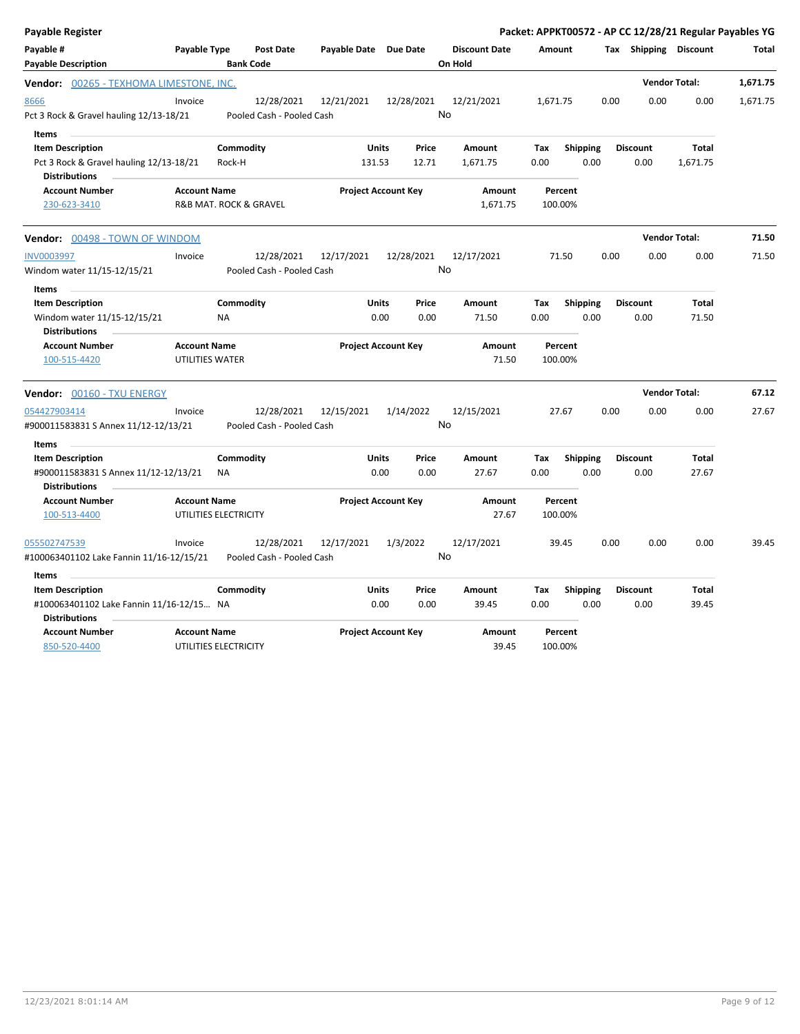**Payable Register**

**Packet: APPKT00572 - AP CC 12/28/21 Regular Payables YG**

| Payable # | Payable Type | Post Date | Payable Date | Due Date | Discount Date | Amount | Tax | Shipping | Discount | Total |
|---|---|---|---|---|---|---|---|---|---|---|
| **Payable Description** | | **Bank Code** | | | **On Hold** | | | | | |

**Vendor: 00265 - TEXHOMA LIMESTONE, INC.** — Vendor Total: **1,671.75**

| Payable # | Payable Type | Post Date | Payable Date | Due Date | Discount Date | Amount | Tax | Shipping | Discount | Total |
|---|---|---|---|---|---|---|---|---|---|---|
| 8666 | Invoice | 12/28/2021 | 12/21/2021 | 12/28/2021 | 12/21/2021 | 1,671.75 | 0.00 | 0.00 | 0.00 | 1,671.75 |
| Pct 3 Rock & Gravel hauling 12/13-18/21 | | Pooled Cash - Pooled Cash | | | No | | | | | |

Items

| Item Description | Commodity | Units | Price | Amount | Tax | Shipping | Discount | Total |
|---|---|---|---|---|---|---|---|---|
| Pct 3 Rock & Gravel hauling 12/13-18/21 | Rock-H | 131.53 | 12.71 | 1,671.75 | 0.00 | 0.00 | 0.00 | 1,671.75 |

Distributions

| Account Number | Account Name | Project Account Key | Amount | Percent |
|---|---|---|---|---|
| 230-623-3410 | R&B MAT. ROCK & GRAVEL | | 1,671.75 | 100.00% |

**Vendor: 00498 - TOWN OF WINDOM** — Vendor Total: **71.50**

| Payable # | Payable Type | Post Date | Payable Date | Due Date | Discount Date | Amount | Tax | Shipping | Discount | Total |
|---|---|---|---|---|---|---|---|---|---|---|
| INV0003997 | Invoice | 12/28/2021 | 12/17/2021 | 12/28/2021 | 12/17/2021 | 71.50 | 0.00 | 0.00 | 0.00 | 71.50 |
| Windom water 11/15-12/15/21 | | Pooled Cash - Pooled Cash | | | No | | | | | |

Items

| Item Description | Commodity | Units | Price | Amount | Tax | Shipping | Discount | Total |
|---|---|---|---|---|---|---|---|---|
| Windom water 11/15-12/15/21 | NA | 0.00 | 0.00 | 71.50 | 0.00 | 0.00 | 0.00 | 71.50 |

Distributions

| Account Number | Account Name | Project Account Key | Amount | Percent |
|---|---|---|---|---|
| 100-515-4420 | UTILITIES WATER | | 71.50 | 100.00% |

**Vendor: 00160 - TXU ENERGY** — Vendor Total: **67.12**

| Payable # | Payable Type | Post Date | Payable Date | Due Date | Discount Date | Amount | Tax | Shipping | Discount | Total |
|---|---|---|---|---|---|---|---|---|---|---|
| 054427903414 | Invoice | 12/28/2021 | 12/15/2021 | 1/14/2022 | 12/15/2021 | 27.67 | 0.00 | 0.00 | 0.00 | 27.67 |
| #900011583831 S Annex 11/12-12/13/21 | | Pooled Cash - Pooled Cash | | | No | | | | | |

Items

| Item Description | Commodity | Units | Price | Amount | Tax | Shipping | Discount | Total |
|---|---|---|---|---|---|---|---|---|
| #900011583831 S Annex 11/12-12/13/21 | NA | 0.00 | 0.00 | 27.67 | 0.00 | 0.00 | 0.00 | 27.67 |

Distributions

| Account Number | Account Name | Project Account Key | Amount | Percent |
|---|---|---|---|---|
| 100-513-4400 | UTILITIES ELECTRICITY | | 27.67 | 100.00% |

| Payable # | Payable Type | Post Date | Payable Date | Due Date | Discount Date | Amount | Tax | Shipping | Discount | Total |
|---|---|---|---|---|---|---|---|---|---|---|
| 055502747539 | Invoice | 12/28/2021 | 12/17/2021 | 1/3/2022 | 12/17/2021 | 39.45 | 0.00 | 0.00 | 0.00 | 39.45 |
| #100063401102 Lake Fannin 11/16-12/15/21 | | Pooled Cash - Pooled Cash | | | No | | | | | |

Items

| Item Description | Commodity | Units | Price | Amount | Tax | Shipping | Discount | Total |
|---|---|---|---|---|---|---|---|---|
| #100063401102 Lake Fannin 11/16-12/15... | NA | 0.00 | 0.00 | 39.45 | 0.00 | 0.00 | 0.00 | 39.45 |

Distributions

| Account Number | Account Name | Project Account Key | Amount | Percent |
|---|---|---|---|---|
| 850-520-4400 | UTILITIES ELECTRICITY | | 39.45 | 100.00% |

12/23/2021 8:01:14 AM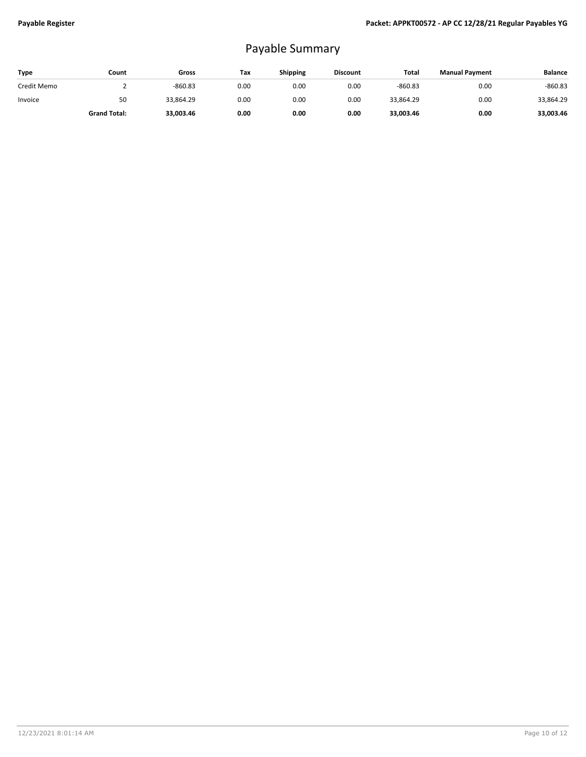# Payable Summary

| Type | Count | Gross | Tax | Shipping | Discount | Total | Manual Payment | Balance |
|---|---|---|---|---|---|---|---|---|
| Credit Memo | 2 | -860.83 | 0.00 | 0.00 | 0.00 | -860.83 | 0.00 | -860.83 |
| Invoice | 50 | 33,864.29 | 0.00 | 0.00 | 0.00 | 33,864.29 | 0.00 | 33,864.29 |
| | **Grand Total:** | **33,003.46** | **0.00** | **0.00** | **0.00** | **33,003.46** | **0.00** | **33,003.46** |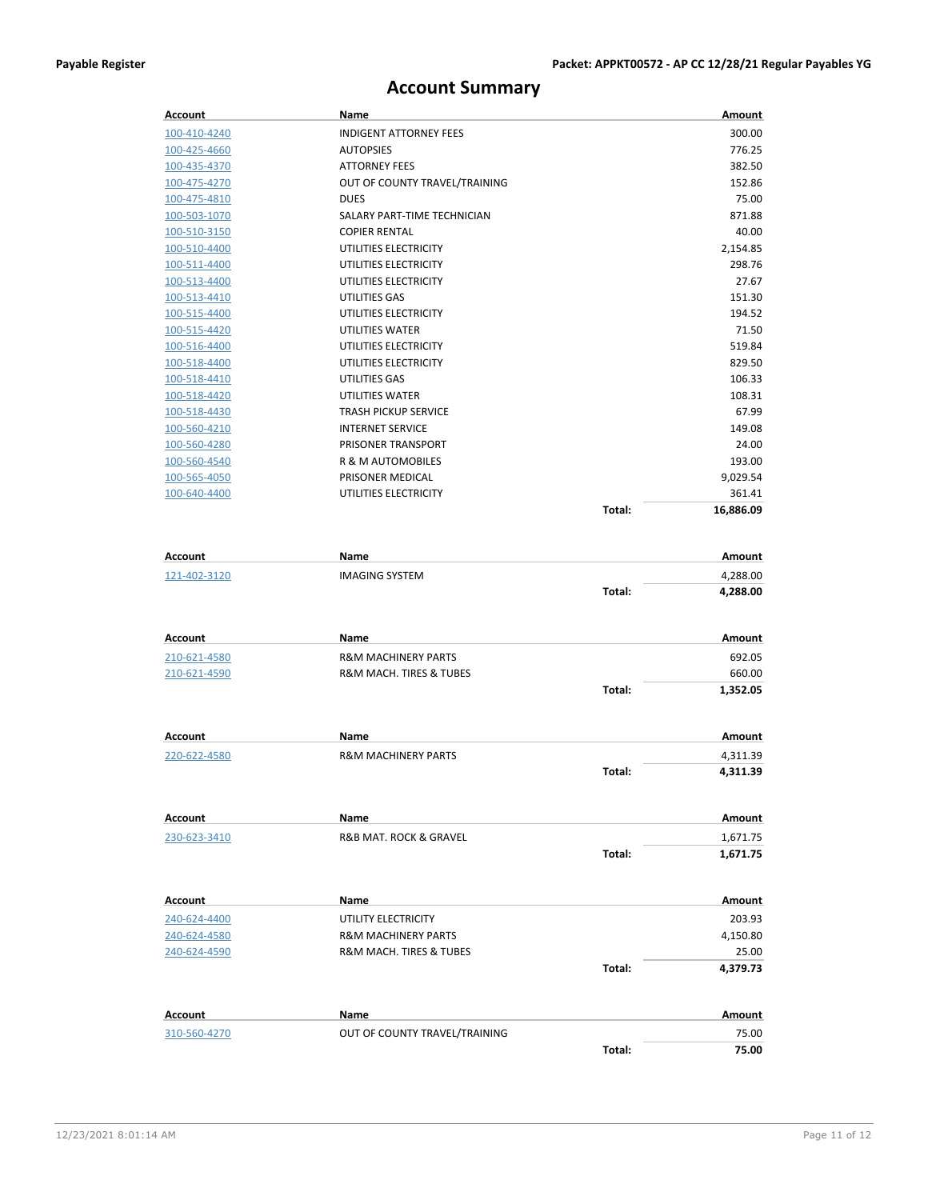# Account Summary

| Account | Name | | Amount |
|---|---|---|---|
| 100-410-4240 | INDIGENT ATTORNEY FEES | | 300.00 |
| 100-425-4660 | AUTOPSIES | | 776.25 |
| 100-435-4370 | ATTORNEY FEES | | 382.50 |
| 100-475-4270 | OUT OF COUNTY TRAVEL/TRAINING | | 152.86 |
| 100-475-4810 | DUES | | 75.00 |
| 100-503-1070 | SALARY PART-TIME TECHNICIAN | | 871.88 |
| 100-510-3150 | COPIER RENTAL | | 40.00 |
| 100-510-4400 | UTILITIES ELECTRICITY | | 2,154.85 |
| 100-511-4400 | UTILITIES ELECTRICITY | | 298.76 |
| 100-513-4400 | UTILITIES ELECTRICITY | | 27.67 |
| 100-513-4410 | UTILITIES GAS | | 151.30 |
| 100-515-4400 | UTILITIES ELECTRICITY | | 194.52 |
| 100-515-4420 | UTILITIES WATER | | 71.50 |
| 100-516-4400 | UTILITIES ELECTRICITY | | 519.84 |
| 100-518-4400 | UTILITIES ELECTRICITY | | 829.50 |
| 100-518-4410 | UTILITIES GAS | | 106.33 |
| 100-518-4420 | UTILITIES WATER | | 108.31 |
| 100-518-4430 | TRASH PICKUP SERVICE | | 67.99 |
| 100-560-4210 | INTERNET SERVICE | | 149.08 |
| 100-560-4280 | PRISONER TRANSPORT | | 24.00 |
| 100-560-4540 | R & M AUTOMOBILES | | 193.00 |
| 100-565-4050 | PRISONER MEDICAL | | 9,029.54 |
| 100-640-4400 | UTILITIES ELECTRICITY | | 361.41 |
| | | **Total:** | **16,886.09** |

| Account | Name | | Amount |
|---|---|---|---|
| 121-402-3120 | IMAGING SYSTEM | | 4,288.00 |
| | | **Total:** | **4,288.00** |

| Account | Name | | Amount |
|---|---|---|---|
| 210-621-4580 | R&M MACHINERY PARTS | | 692.05 |
| 210-621-4590 | R&M MACH. TIRES & TUBES | | 660.00 |
| | | **Total:** | **1,352.05** |

| Account | Name | | Amount |
|---|---|---|---|
| 220-622-4580 | R&M MACHINERY PARTS | | 4,311.39 |
| | | **Total:** | **4,311.39** |

| Account | Name | | Amount |
|---|---|---|---|
| 230-623-3410 | R&B MAT. ROCK & GRAVEL | | 1,671.75 |
| | | **Total:** | **1,671.75** |

| Account | Name | | Amount |
|---|---|---|---|
| 240-624-4400 | UTILITY ELECTRICITY | | 203.93 |
| 240-624-4580 | R&M MACHINERY PARTS | | 4,150.80 |
| 240-624-4590 | R&M MACH. TIRES & TUBES | | 25.00 |
| | | **Total:** | **4,379.73** |

| Account | Name | | Amount |
|---|---|---|---|
| 310-560-4270 | OUT OF COUNTY TRAVEL/TRAINING | | 75.00 |
| | | **Total:** | **75.00** |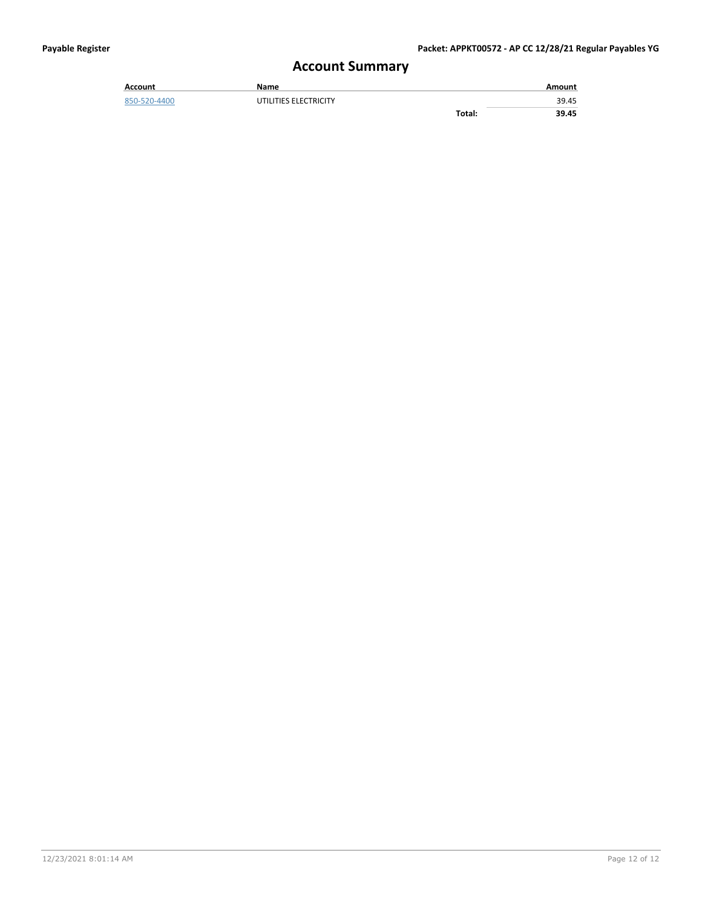# Account Summary

| Account | Name | | Amount |
|---|---|---|---|
| 850-520-4400 | UTILITIES ELECTRICITY | | 39.45 |
| | | **Total:** | **39.45** |